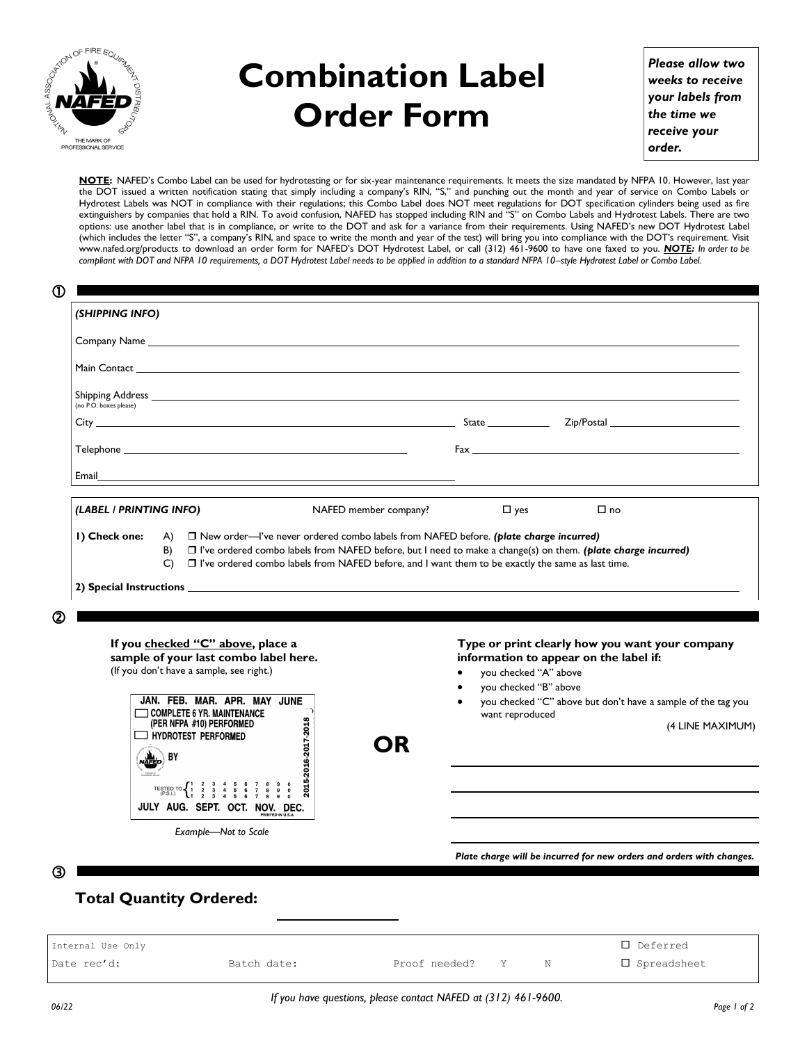# Combination Label Order Form

*Please allow two weeks to receive your labels from the time we receive your order.*

**NOTE:** NAFED's Combo Label can be used for hydrotesting or for six-year maintenance requirements. It meets the size mandated by NFPA 10. However, last year the DOT issued a written notification stating that simply including a company's RIN, "S," and punching out the month and year of service on Combo Labels or Hydrotest Labels was NOT in compliance with their regulations; this Combo Label does NOT meet regulations for DOT specification cylinders being used as fire extinguishers by companies that hold a RIN. To avoid confusion, NAFED has stopped including RIN and "S" on Combo Labels and Hydrotest Labels. There are two options: use another label that is in compliance, or write to the DOT and ask for a variance from their requirements. Using NAFED's new DOT Hydrotest Label (which includes the letter "S", a company's RIN, and space to write the month and year of the test) will bring you into compliance with the DOT's requirement. Visit www.nafed.org/products to download an order form for NAFED's DOT Hydrotest Label, or call (312) 461-9600 to have one faxed to you. ***NOTE:*** *In order to be compliant with DOT and NFPA 10 requirements, a DOT Hydrotest Label needs to be applied in addition to a standard NFPA 10–style Hydrotest Label or Combo Label.*

## ①

***(SHIPPING INFO)***

Company Name ____________________

Main Contact ____________________

Shipping Address ____________________
(no P.O. boxes please)

City ____________________ State ________ Zip/Postal ____________

Telephone ____________________ Fax ____________________

Email ____________________

***(LABEL / PRINTING INFO)*** NAFED member company? ☐ yes ☐ no

**1) Check one:**
- A) ☐ New order—I've never ordered combo labels from NAFED before. ***(plate charge incurred)***
- B) ☐ I've ordered combo labels from NAFED before, but I need to make a change(s) on them. ***(plate charge incurred)***
- C) ☐ I've ordered combo labels from NAFED before, and I want them to be exactly the same as last time.

**2) Special Instructions** ____________________

## ②

**If you checked "C" above, place a sample of your last combo label here.**
(If you don't have a sample, see right.)

JAN. FEB. MAR. APR. MAY JUNE
☐ COMPLETE 6 YR. MAINTENANCE (PER NFPA #10) PERFORMED
☐ HYDROTEST PERFORMED
BY
TESTED TO (P.S.I.) 1 2 3 4 5 6 7 8 9 0 / 1 2 3 4 5 6 7 8 9 0 / 1 2 3 4 5 6 7 8 9 0
2015-2016-2017-2018
JULY AUG. SEPT. OCT. NOV. DEC.
PRINTED IN U.S.A.

*Example—Not to Scale*

**OR**

**Type or print clearly how you want your company information to appear on the label if:**
- you checked "A" above
- you checked "B" above
- you checked "C" above but don't have a sample of the tag you want reproduced

(4 LINE MAXIMUM)

____________________

____________________

____________________

____________________

***Plate charge will be incurred for new orders and orders with changes.***

## ③

## Total Quantity Ordered: ____________

| Internal Use Only | | | | | ☐ Deferred |
|---|---|---|---|---|---|
| Date rec'd: | Batch date: | Proof needed? | Y | N | ☐ Spreadsheet |

*If you have questions, please contact NAFED at (312) 461-9600.*

06/22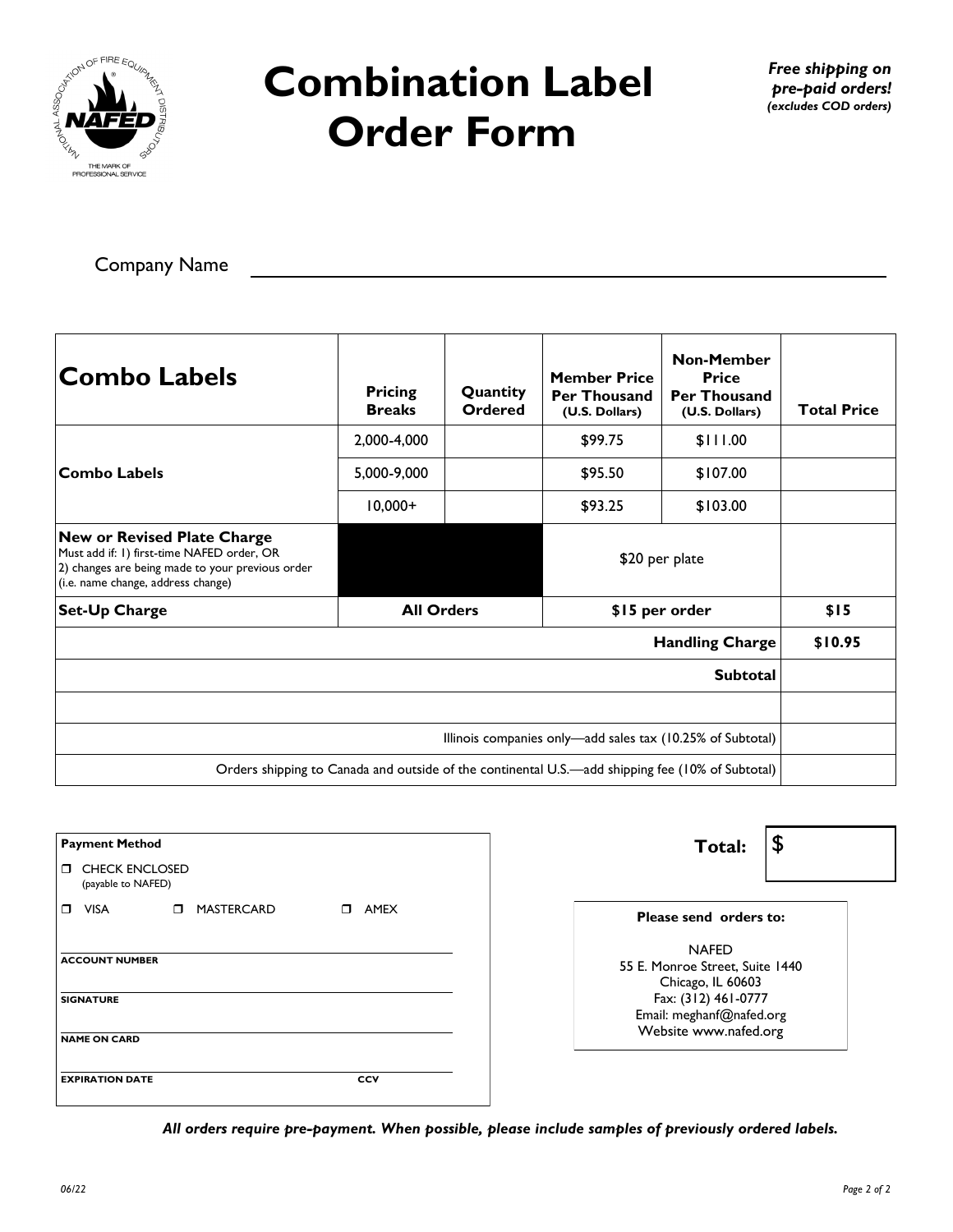# Combination Label Order Form

***Free shipping on pre-paid orders!***
***(excludes COD orders)***

Company Name ______________________________

| **Combo Labels** | **Pricing Breaks** | **Quantity Ordered** | **Member Price Per Thousand** (U.S. Dollars) | **Non-Member Price Per Thousand** (U.S. Dollars) | **Total Price** |
|---|---|---|---|---|---|
| **Combo Labels** | 2,000-4,000 | | $99.75 | $111.00 | |
| | 5,000-9,000 | | $95.50 | $107.00 | |
| | 10,000+ | | $93.25 | $103.00 | |
| **New or Revised Plate Charge** Must add if: 1) first-time NAFED order, OR 2) changes are being made to your previous order (i.e. name change, address change) | | | $20 per plate | | |
| **Set-Up Charge** | **All Orders** | | **$15 per order** | | **$15** |
| | | | | **Handling Charge** | **$10.95** |
| | | | | **Subtotal** | |
| | | | | | |
| | | | | Illinois companies only—add sales tax (10.25% of Subtotal) | |
| | | | | Orders shipping to Canada and outside of the continental U.S.—add shipping fee (10% of Subtotal) | |

**Payment Method**

- ☐ CHECK ENCLOSED (payable to NAFED)
- ☐ VISA ☐ MASTERCARD ☐ AMEX

**ACCOUNT NUMBER** ______________________________

**SIGNATURE** ______________________________

**NAME ON CARD** ______________________________

**EXPIRATION DATE** ______________________________ **CCV** __________

**Total:** $ __________

**Please send orders to:**

NAFED
55 E. Monroe Street, Suite 1440
Chicago, IL 60603
Fax: (312) 461-0777
Email: meghanf@nafed.org
Website www.nafed.org

***All orders require pre-payment. When possible, please include samples of previously ordered labels.***

*06/22*